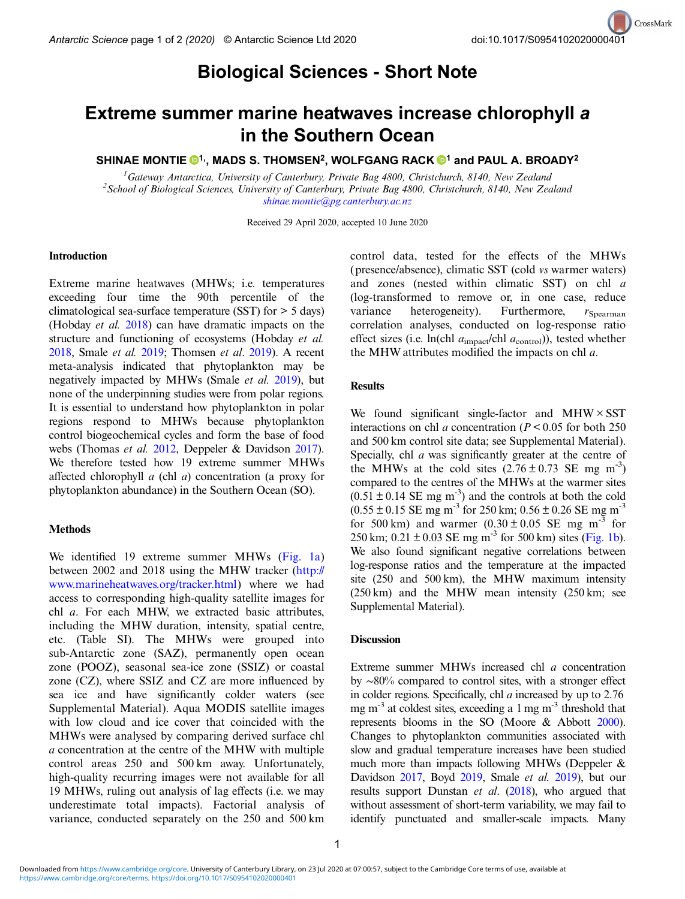# Biological Sciences - Short Note

## Extreme summer marine heatwaves increase chlorophyll *a* in the Southern Ocean

**SHINAE MONTIE[1], MADS S. THOMSEN[2], WOLFGANG RACK[1] and PAUL A. BROADY[2]**

[1]*Gateway Antarctica, University of Canterbury, Private Bag 4800, Christchurch, 8140, New Zealand*
[2]*School of Biological Sciences, University of Canterbury, Private Bag 4800, Christchurch, 8140, New Zealand*
*shinae.montie@pg.canterbury.ac.nz*

Received 29 April 2020, accepted 10 June 2020

### Introduction

Extreme marine heatwaves (MHWs; i.e. temperatures exceeding four time the 90th percentile of the climatological sea-surface temperature (SST) for > 5 days) (Hobday *et al.* 2018) can have dramatic impacts on the structure and functioning of ecosystems (Hobday *et al.* 2018, Smale *et al.* 2019; Thomsen *et al.* 2019). A recent meta-analysis indicated that phytoplankton may be negatively impacted by MHWs (Smale *et al.* 2019), but none of the underpinning studies were from polar regions. It is essential to understand how phytoplankton in polar regions respond to MHWs because phytoplankton control biogeochemical cycles and form the base of food webs (Thomas *et al.* 2012, Deppeler & Davidson 2017). We therefore tested how 19 extreme summer MHWs affected chlorophyll *a* (chl *a*) concentration (a proxy for phytoplankton abundance) in the Southern Ocean (SO).

### Methods

We identified 19 extreme summer MHWs (Fig. 1a) between 2002 and 2018 using the MHW tracker (http://www.marineheatwaves.org/tracker.html) where we had access to corresponding high-quality satellite images for chl *a*. For each MHW, we extracted basic attributes, including the MHW duration, intensity, spatial centre, etc. (Table SI). The MHWs were grouped into sub-Antarctic zone (SAZ), permanently open ocean zone (POOZ), seasonal sea-ice zone (SSIZ) or coastal zone (CZ), where SSIZ and CZ are more influenced by sea ice and have significantly colder waters (see Supplemental Material). Aqua MODIS satellite images with low cloud and ice cover that coincided with the MHWs were analysed by comparing derived surface chl *a* concentration at the centre of the MHW with multiple control areas 250 and 500 km away. Unfortunately, high-quality recurring images were not available for all 19 MHWs, ruling out analysis of lag effects (i.e. we may underestimate total impacts). Factorial analysis of variance, conducted separately on the 250 and 500 km control data, tested for the effects of the MHWs (presence/absence), climatic SST (cold *vs* warmer waters) and zones (nested within climatic SST) on chl *a* (log-transformed to remove or, in one case, reduce variance heterogeneity). Furthermore, $r_{\text{Spearman}}$ correlation analyses, conducted on log-response ratio effect sizes (i.e. $\ln(\text{chl } a_{\text{impact}}/\text{chl } a_{\text{control}})$), tested whether the MHW attributes modified the impacts on chl *a*.

### Results

We found significant single-factor and MHW × SST interactions on chl *a* concentration ($P < 0.05$ for both 250 and 500 km control site data; see Supplemental Material). Specially, chl *a* was significantly greater at the centre of the MHWs at the cold sites ($2.76 \pm 0.73$ SE mg m$^{-3}$) compared to the centres of the MHWs at the warmer sites ($0.51 \pm 0.14$ SE mg m$^{-3}$) and the controls at both the cold ($0.55 \pm 0.15$ SE mg m$^{-3}$ for 250 km; $0.56 \pm 0.26$ SE mg m$^{-3}$ for 500 km) and warmer ($0.30 \pm 0.05$ SE mg m$^{-3}$ for 250 km; $0.21 \pm 0.03$ SE mg m$^{-3}$ for 500 km) sites (Fig. 1b). We also found significant negative correlations between log-response ratios and the temperature at the impacted site (250 and 500 km), the MHW maximum intensity (250 km) and the MHW mean intensity (250 km; see Supplemental Material).

### Discussion

Extreme summer MHWs increased chl *a* concentration by ~80% compared to control sites, with a stronger effect in colder regions. Specifically, chl *a* increased by up to 2.76 mg m$^{-3}$ at coldest sites, exceeding a 1 mg m$^{-3}$ threshold that represents blooms in the SO (Moore & Abbott 2000). Changes to phytoplankton communities associated with slow and gradual temperature increases have been studied much more than impacts following MHWs (Deppeler & Davidson 2017, Boyd 2019, Smale *et al.* 2019), but our results support Dunstan *et al.* (2018), who argued that without assessment of short-term variability, we may fail to identify punctuated and smaller-scale impacts. Many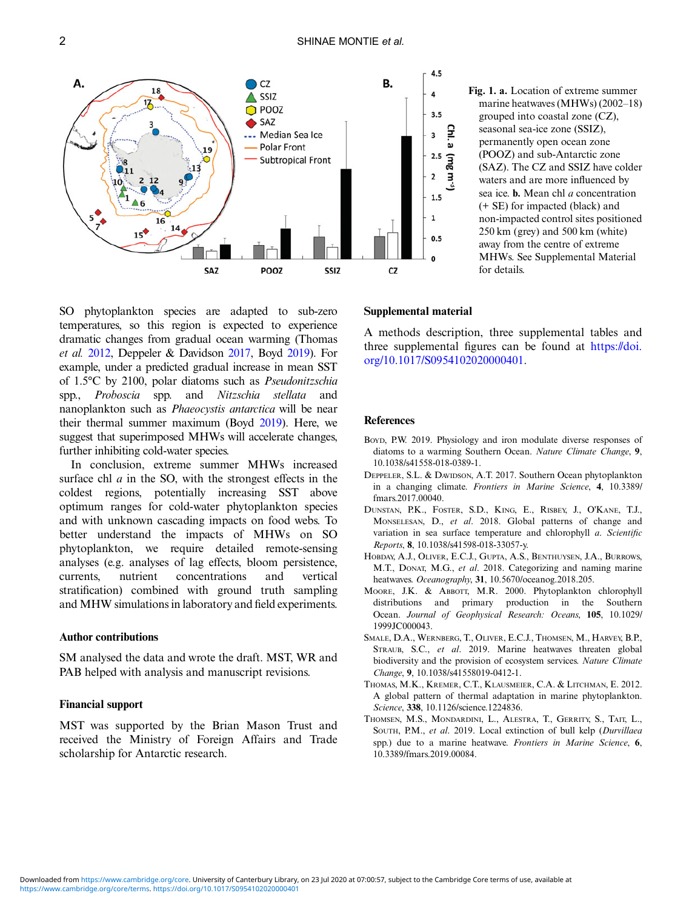A.

CZ
SSIZ
POOZ
SAZ
Median Sea Ice
Polar Front
Subtropical Front

B.

Chl. a (mg m⁻³)

4.5
4
3.5
3
2.5
2
1.5
1
0.5
0

SAZ
POOZ
SSIZ
CZ

**Fig. 1. a.** Location of extreme summer marine heatwaves (MHWs) (2002–18) grouped into coastal zone (CZ), seasonal sea-ice zone (SSIZ), permanently open ocean zone (POOZ) and sub-Antarctic zone (SAZ). The CZ and SSIZ have colder waters and are more influenced by sea ice. **b.** Mean chl *a* concentration (+ SE) for impacted (black) and non-impacted control sites positioned 250 km (grey) and 500 km (white) away from the centre of extreme MHWs. See Supplemental Material for details.

SO phytoplankton species are adapted to sub-zero temperatures, so this region is expected to experience dramatic changes from gradual ocean warming (Thomas *et al.* 2012, Deppeler & Davidson 2017, Boyd 2019). For example, under a predicted gradual increase in mean SST of 1.5°C by 2100, polar diatoms such as *Pseudonitzschia* spp., *Proboscia* spp. and *Nitzschia stellata* and nanoplankton such as *Phaeocystis antarctica* will be near their thermal summer maximum (Boyd 2019). Here, we suggest that superimposed MHWs will accelerate changes, further inhibiting cold-water species.

In conclusion, extreme summer MHWs increased surface chl *a* in the SO, with the strongest effects in the coldest regions, potentially increasing SST above optimum ranges for cold-water phytoplankton species and with unknown cascading impacts on food webs. To better understand the impacts of MHWs on SO phytoplankton, we require detailed remote-sensing analyses (e.g. analyses of lag effects, bloom persistence, currents, nutrient concentrations and vertical stratification) combined with ground truth sampling and MHW simulations in laboratory and field experiments.

## Author contributions

SM analysed the data and wrote the draft. MST, WR and PAB helped with analysis and manuscript revisions.

## Financial support

MST was supported by the Brian Mason Trust and received the Ministry of Foreign Affairs and Trade scholarship for Antarctic research.

## Supplemental material

A methods description, three supplemental tables and three supplemental figures can be found at https://doi.org/10.1017/S0954102020000401.

## References

Boyd, P.W. 2019. Physiology and iron modulate diverse responses of diatoms to a warming Southern Ocean. *Nature Climate Change*, **9**, 10.1038/s41558-018-0389-1.

Deppeler, S.L. & Davidson, A.T. 2017. Southern Ocean phytoplankton in a changing climate. *Frontiers in Marine Science*, **4**, 10.3389/fmars.2017.00040.

Dunstan, P.K., Foster, S.D., King, E., Risbey, J., O'Kane, T.J., Monselesan, D., *et al.* 2018. Global patterns of change and variation in sea surface temperature and chlorophyll *a*. *Scientific Reports*, **8**, 10.1038/s41598-018-33057-y.

Hobday, A.J., Oliver, E.C.J., Gupta, A.S., Benthuysen, J.A., Burrows, M.T., Donat, M.G., *et al.* 2018. Categorizing and naming marine heatwaves. *Oceanography*, **31**, 10.5670/oceanog.2018.205.

Moore, J.K. & Abbott, M.R. 2000. Phytoplankton chlorophyll distributions and primary production in the Southern Ocean. *Journal of Geophysical Research: Oceans*, **105**, 10.1029/1999JC000043.

Smale, D.A., Wernberg, T., Oliver, E.C.J., Thomsen, M., Harvey, B.P., Straub, S.C., *et al.* 2019. Marine heatwaves threaten global biodiversity and the provision of ecosystem services. *Nature Climate Change*, **9**, 10.1038/s41558019-0412-1.

Thomas, M.K., Kremer, C.T., Klausmeier, C.A. & Litchman, E. 2012. A global pattern of thermal adaptation in marine phytoplankton. *Science*, **338**, 10.1126/science.1224836.

Thomsen, M.S., Mondardini, L., Alestra, T., Gerrity, S., Tait, L., South, P.M., *et al.* 2019. Local extinction of bull kelp (*Durvillaea* spp.) due to a marine heatwave. *Frontiers in Marine Science*, **6**, 10.3389/fmars.2019.00084.